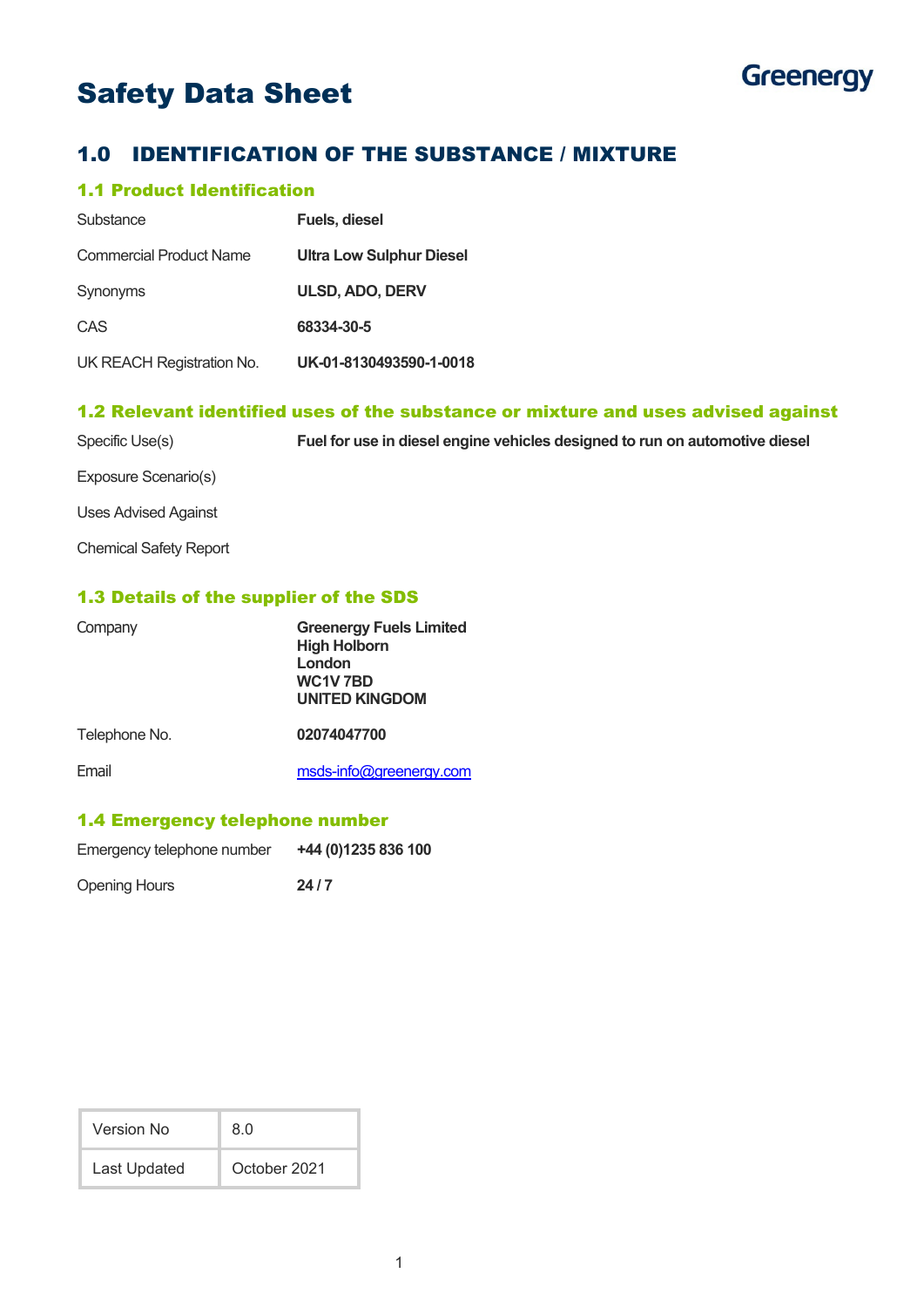Greenergy

# Safety Data Sheet

## 1.0 IDENTIFICATION OF THE SUBSTANCE / MIXTURE

### 1.1 Product Identification

| | |
|---|---|
| Substance | **Fuels, diesel** |
| Commercial Product Name | **Ultra Low Sulphur Diesel** |
| Synonyms | **ULSD, ADO, DERV** |
| CAS | **68334-30-5** |
| UK REACH Registration No. | **UK-01-8130493590-1-0018** |

### 1.2 Relevant identified uses of the substance or mixture and uses advised against

| | |
|---|---|
| Specific Use(s) | **Fuel for use in diesel engine vehicles designed to run on automotive diesel** |
| Exposure Scenario(s) | |
| Uses Advised Against | |
| Chemical Safety Report | |

### 1.3 Details of the supplier of the SDS

| | |
|---|---|
| Company | **Greenergy Fuels Limited**<br>**High Holborn**<br>**London**<br>**WC1V 7BD**<br>**UNITED KINGDOM** |
| Telephone No. | **02074047700** |
| Email | msds-info@greenergy.com |

### 1.4 Emergency telephone number

| | |
|---|---|
| Emergency telephone number | **+44 (0)1235 836 100** |
| Opening Hours | **24 / 7** |

| | |
|---|---|
| Version No | 8.0 |
| Last Updated | October 2021 |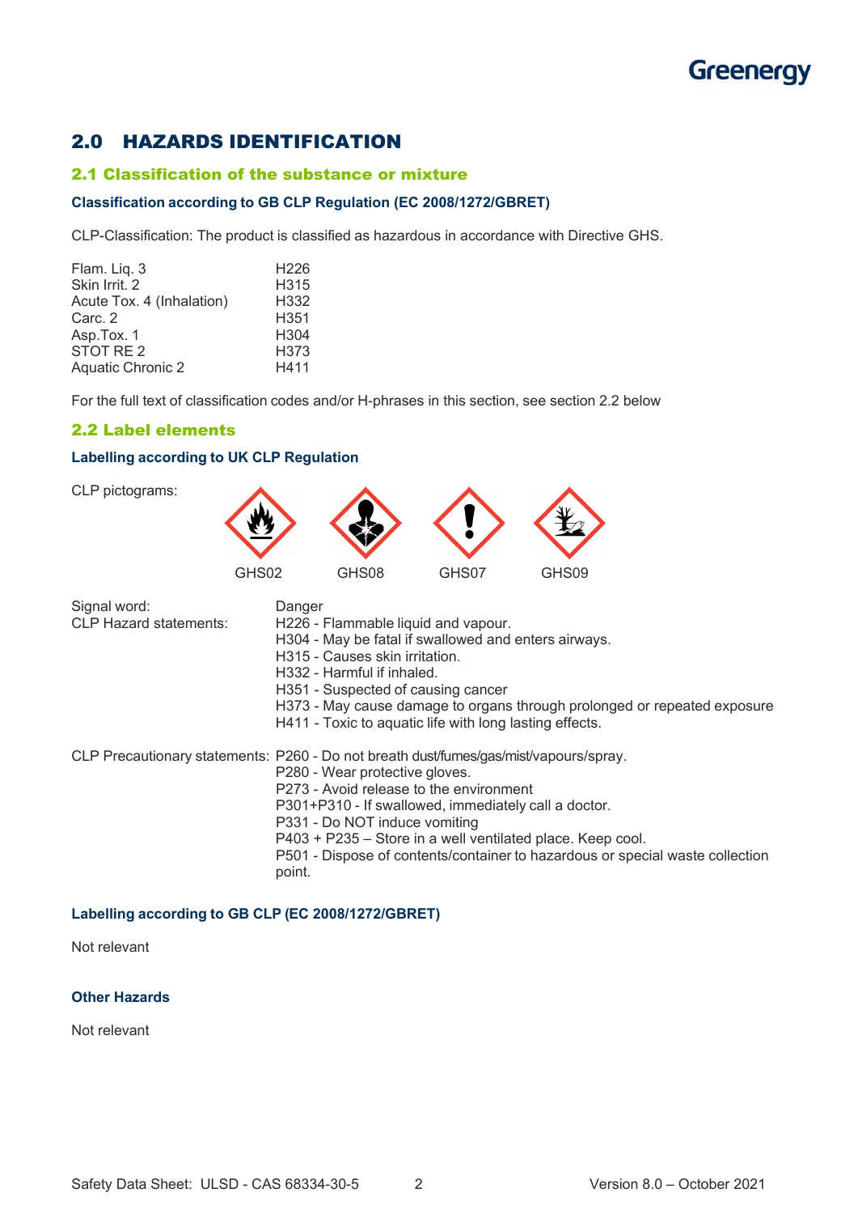## 2.0 HAZARDS IDENTIFICATION

### 2.1 Classification of the substance or mixture

**Classification according to GB CLP Regulation (EC 2008/1272/GBRET)**

CLP-Classification: The product is classified as hazardous in accordance with Directive GHS.

| | |
|---|---|
| Flam. Liq. 3 | H226 |
| Skin Irrit. 2 | H315 |
| Acute Tox. 4 (Inhalation) | H332 |
| Carc. 2 | H351 |
| Asp.Tox. 1 | H304 |
| STOT RE 2 | H373 |
| Aquatic Chronic 2 | H411 |

For the full text of classification codes and/or H-phrases in this section, see section 2.2 below

### 2.2 Label elements

**Labelling according to UK CLP Regulation**

CLP pictograms:

GHS02 GHS08 GHS07 GHS09

Signal word: Danger

CLP Hazard statements:

- H226 - Flammable liquid and vapour.
- H304 - May be fatal if swallowed and enters airways.
- H315 - Causes skin irritation.
- H332 - Harmful if inhaled.
- H351 - Suspected of causing cancer
- H373 - May cause damage to organs through prolonged or repeated exposure
- H411 - Toxic to aquatic life with long lasting effects.

CLP Precautionary statements:

- P260 - Do not breath dust/fumes/gas/mist/vapours/spray.
- P280 - Wear protective gloves.
- P273 - Avoid release to the environment
- P301+P310 - If swallowed, immediately call a doctor.
- P331 - Do NOT induce vomiting
- P403 + P235 – Store in a well ventilated place. Keep cool.
- P501 - Dispose of contents/container to hazardous or special waste collection point.

**Labelling according to GB CLP (EC 2008/1272/GBRET)**

Not relevant

**Other Hazards**

Not relevant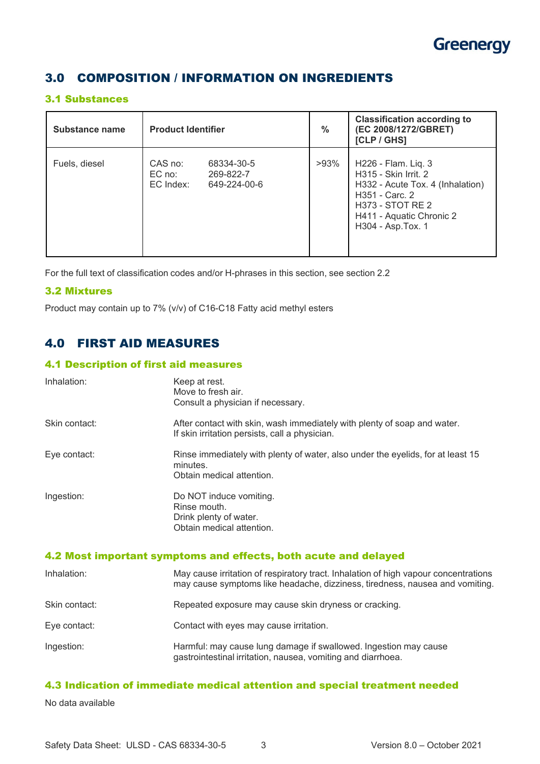## 3.0 COMPOSITION / INFORMATION ON INGREDIENTS

### 3.1 Substances

| Substance name | Product Identifier | % | Classification according to (EC 2008/1272/GBRET) [CLP / GHS] |
|---|---|---|---|
| Fuels, diesel | CAS no: 68334-30-5<br>EC no: 269-822-7<br>EC Index: 649-224-00-6 | >93% | H226 - Flam. Liq. 3<br>H315 - Skin Irrit. 2<br>H332 - Acute Tox. 4 (Inhalation)<br>H351 - Carc. 2<br>H373 - STOT RE 2<br>H411 - Aquatic Chronic 2<br>H304 - Asp.Tox. 1 |

For the full text of classification codes and/or H-phrases in this section, see section 2.2

### 3.2 Mixtures

Product may contain up to 7% (v/v) of C16-C18 Fatty acid methyl esters

## 4.0 FIRST AID MEASURES

### 4.1 Description of first aid measures

**Inhalation:**
Keep at rest.
Move to fresh air.
Consult a physician if necessary.

**Skin contact:**
After contact with skin, wash immediately with plenty of soap and water.
If skin irritation persists, call a physician.

**Eye contact:**
Rinse immediately with plenty of water, also under the eyelids, for at least 15 minutes.
Obtain medical attention.

**Ingestion:**
Do NOT induce vomiting.
Rinse mouth.
Drink plenty of water.
Obtain medical attention.

### 4.2 Most important symptoms and effects, both acute and delayed

**Inhalation:** May cause irritation of respiratory tract. Inhalation of high vapour concentrations may cause symptoms like headache, dizziness, tiredness, nausea and vomiting.

**Skin contact:** Repeated exposure may cause skin dryness or cracking.

**Eye contact:** Contact with eyes may cause irritation.

**Ingestion:** Harmful: may cause lung damage if swallowed. Ingestion may cause gastrointestinal irritation, nausea, vomiting and diarrhoea.

### 4.3 Indication of immediate medical attention and special treatment needed

No data available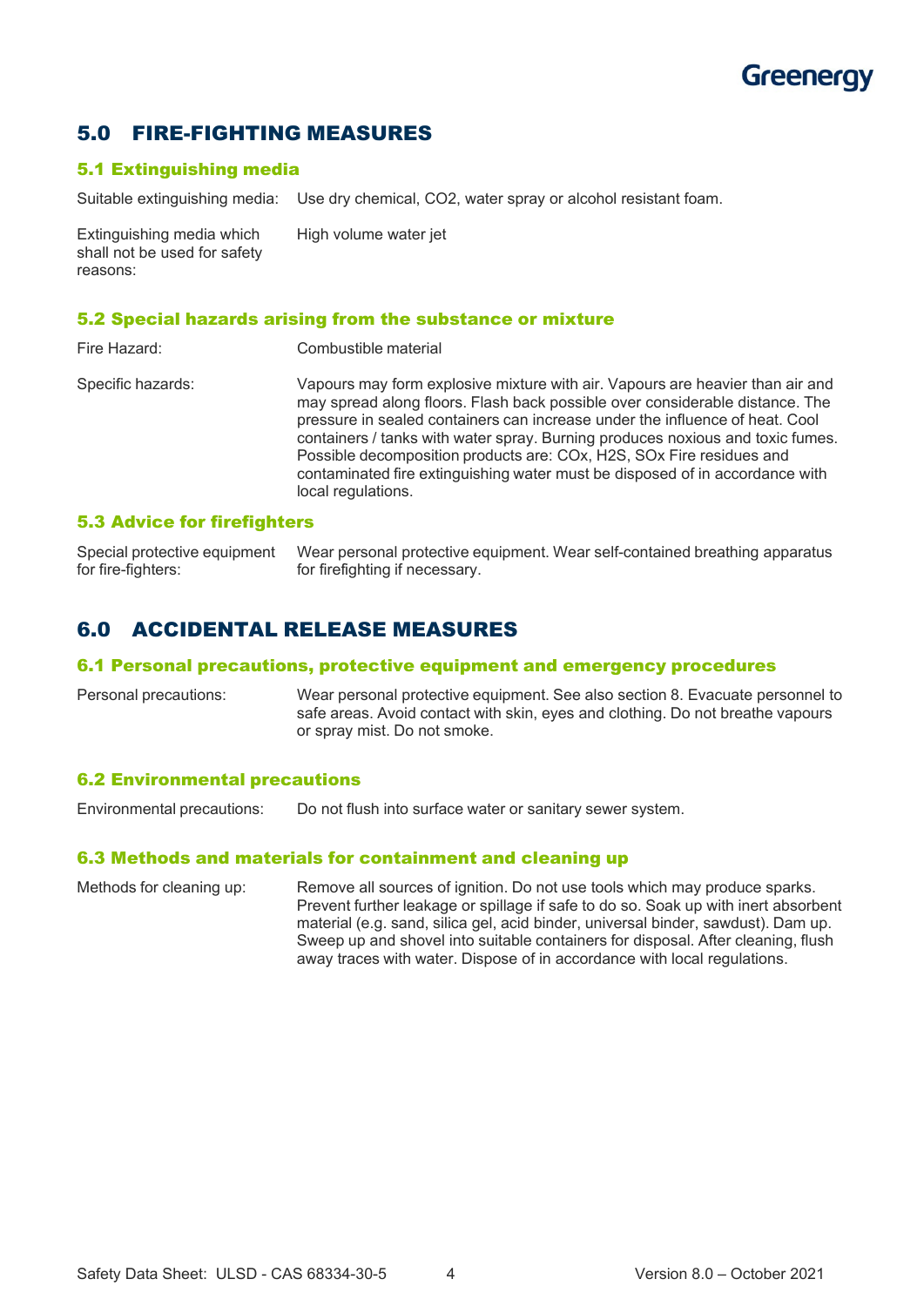## 5.0 FIRE-FIGHTING MEASURES

### 5.1 Extinguishing media

| | |
|---|---|
| Suitable extinguishing media: | Use dry chemical, $CO_2$, water spray or alcohol resistant foam. |
| Extinguishing media which shall not be used for safety reasons: | High volume water jet |

### 5.2 Special hazards arising from the substance or mixture

| | |
|---|---|
| Fire Hazard: | Combustible material |
| Specific hazards: | Vapours may form explosive mixture with air. Vapours are heavier than air and may spread along floors. Flash back possible over considerable distance. The pressure in sealed containers can increase under the influence of heat. Cool containers / tanks with water spray. Burning produces noxious and toxic fumes. Possible decomposition products are: $CO_x$, $H_2S$, $SO_x$ Fire residues and contaminated fire extinguishing water must be disposed of in accordance with local regulations. |

### 5.3 Advice for firefighters

| | |
|---|---|
| Special protective equipment for fire-fighters: | Wear personal protective equipment. Wear self-contained breathing apparatus for firefighting if necessary. |

## 6.0 ACCIDENTAL RELEASE MEASURES

### 6.1 Personal precautions, protective equipment and emergency procedures

| | |
|---|---|
| Personal precautions: | Wear personal protective equipment. See also section 8. Evacuate personnel to safe areas. Avoid contact with skin, eyes and clothing. Do not breathe vapours or spray mist. Do not smoke. |

### 6.2 Environmental precautions

| | |
|---|---|
| Environmental precautions: | Do not flush into surface water or sanitary sewer system. |

### 6.3 Methods and materials for containment and cleaning up

| | |
|---|---|
| Methods for cleaning up: | Remove all sources of ignition. Do not use tools which may produce sparks. Prevent further leakage or spillage if safe to do so. Soak up with inert absorbent material (e.g. sand, silica gel, acid binder, universal binder, sawdust). Dam up. Sweep up and shovel into suitable containers for disposal. After cleaning, flush away traces with water. Dispose of in accordance with local regulations. |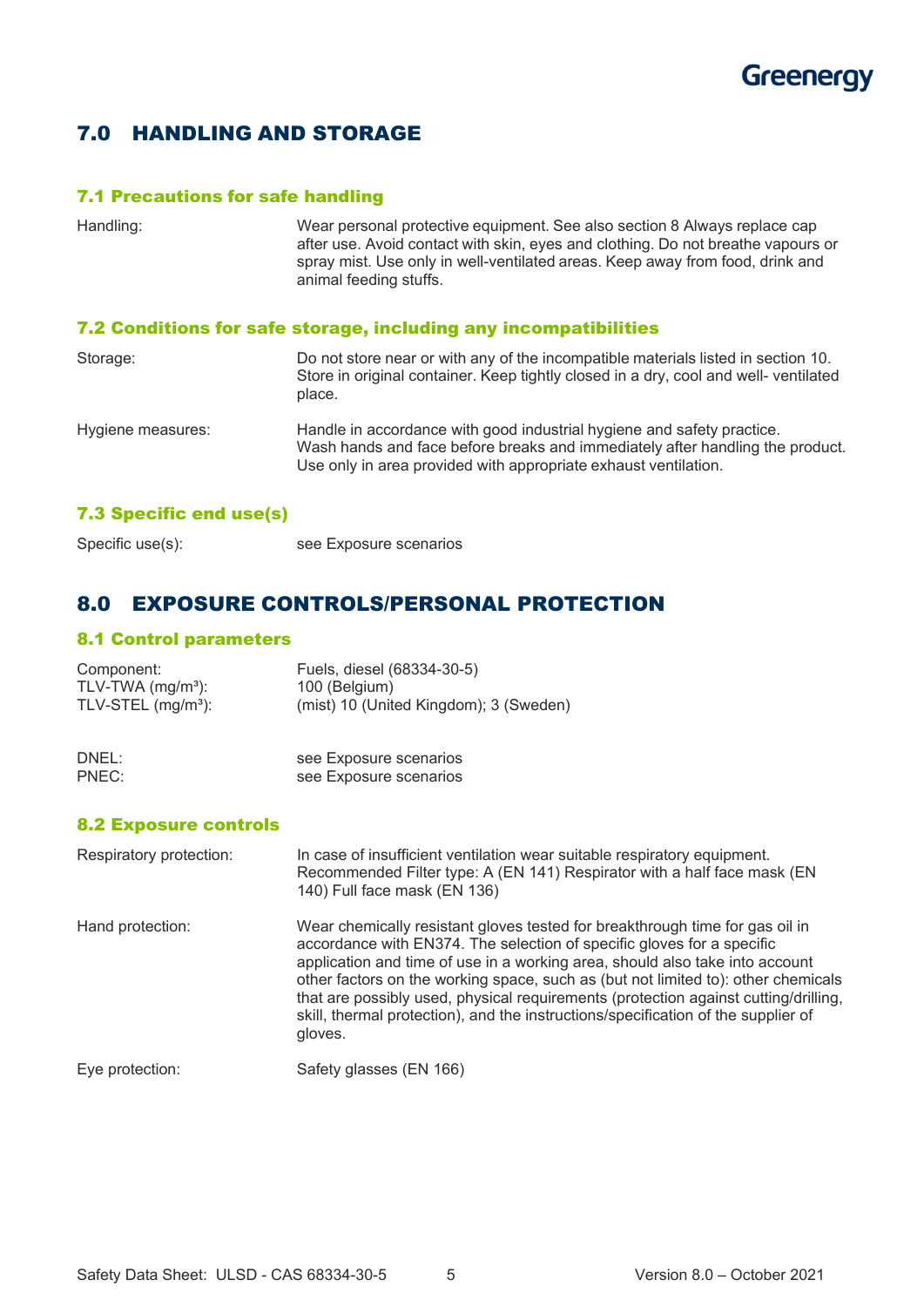## 7.0 HANDLING AND STORAGE

### 7.1 Precautions for safe handling

| | |
|---|---|
| Handling: | Wear personal protective equipment. See also section 8 Always replace cap after use. Avoid contact with skin, eyes and clothing. Do not breathe vapours or spray mist. Use only in well-ventilated areas. Keep away from food, drink and animal feeding stuffs. |

### 7.2 Conditions for safe storage, including any incompatibilities

| | |
|---|---|
| Storage: | Do not store near or with any of the incompatible materials listed in section 10. Store in original container. Keep tightly closed in a dry, cool and well- ventilated place. |
| Hygiene measures: | Handle in accordance with good industrial hygiene and safety practice. Wash hands and face before breaks and immediately after handling the product. Use only in area provided with appropriate exhaust ventilation. |

### 7.3 Specific end use(s)

| | |
|---|---|
| Specific use(s): | see Exposure scenarios |

## 8.0 EXPOSURE CONTROLS/PERSONAL PROTECTION

### 8.1 Control parameters

| | |
|---|---|
| Component: | Fuels, diesel (68334-30-5) |
| TLV-TWA (mg/m³): | 100 (Belgium) |
| TLV-STEL (mg/m³): | (mist) 10 (United Kingdom); 3 (Sweden) |

| | |
|---|---|
| DNEL: | see Exposure scenarios |
| PNEC: | see Exposure scenarios |

### 8.2 Exposure controls

| | |
|---|---|
| Respiratory protection: | In case of insufficient ventilation wear suitable respiratory equipment. Recommended Filter type: A (EN 141) Respirator with a half face mask (EN 140) Full face mask (EN 136) |
| Hand protection: | Wear chemically resistant gloves tested for breakthrough time for gas oil in accordance with EN374. The selection of specific gloves for a specific application and time of use in a working area, should also take into account other factors on the working space, such as (but not limited to): other chemicals that are possibly used, physical requirements (protection against cutting/drilling, skill, thermal protection), and the instructions/specification of the supplier of gloves. |
| Eye protection: | Safety glasses (EN 166) |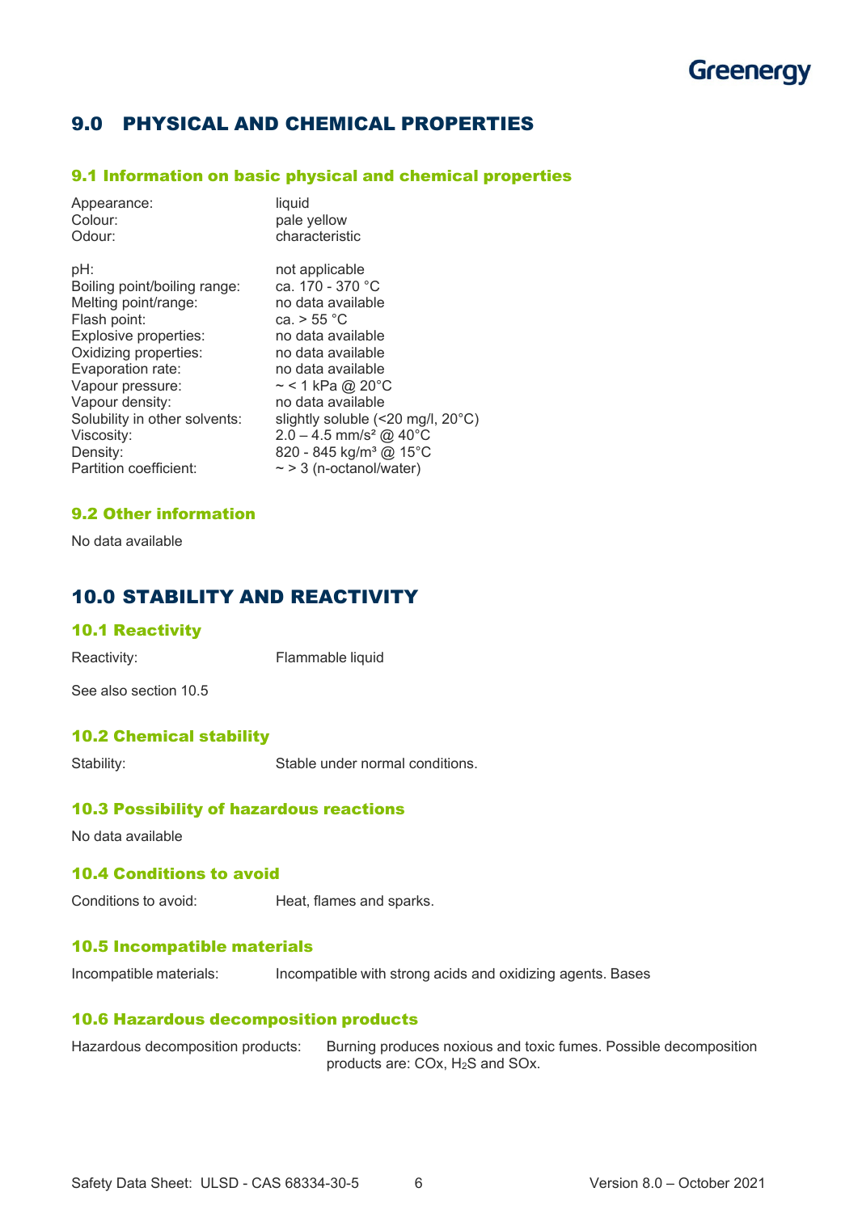## 9.0 PHYSICAL AND CHEMICAL PROPERTIES

### 9.1 Information on basic physical and chemical properties

| | |
|---|---|
| Appearance: | liquid |
| Colour: | pale yellow |
| Odour: | characteristic |
| pH: | not applicable |
| Boiling point/boiling range: | ca. 170 - 370 °C |
| Melting point/range: | no data available |
| Flash point: | ca. > 55 °C |
| Explosive properties: | no data available |
| Oxidizing properties: | no data available |
| Evaporation rate: | no data available |
| Vapour pressure: | ~ < 1 kPa @ 20°C |
| Vapour density: | no data available |
| Solubility in other solvents: | slightly soluble (<20 mg/l, 20°C) |
| Viscosity: | 2.0 – 4.5 mm/s² @ 40°C |
| Density: | 820 - 845 kg/m³ @ 15°C |
| Partition coefficient: | ~ > 3 (n-octanol/water) |

### 9.2 Other information

No data available

## 10.0 STABILITY AND REACTIVITY

### 10.1 Reactivity

Reactivity: Flammable liquid

See also section 10.5

### 10.2 Chemical stability

Stability: Stable under normal conditions.

### 10.3 Possibility of hazardous reactions

No data available

### 10.4 Conditions to avoid

Conditions to avoid: Heat, flames and sparks.

### 10.5 Incompatible materials

Incompatible materials: Incompatible with strong acids and oxidizing agents. Bases

### 10.6 Hazardous decomposition products

Hazardous decomposition products: Burning produces noxious and toxic fumes. Possible decomposition products are: COx, $H_2S$ and SOx.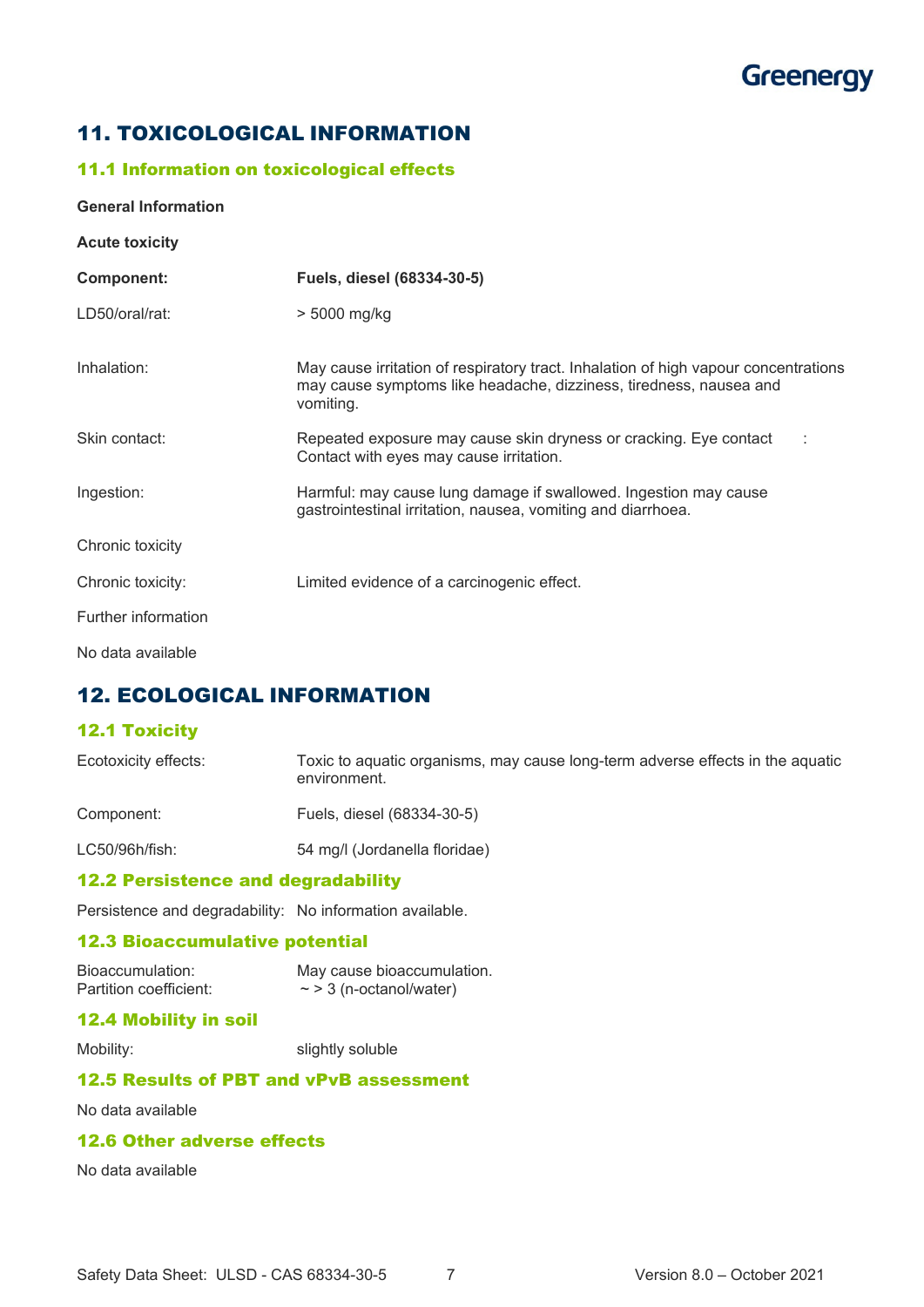## 11. TOXICOLOGICAL INFORMATION

### 11.1 Information on toxicological effects

**General Information**

**Acute toxicity**

| **Component:** | **Fuels, diesel (68334-30-5)** |
|---|---|
| LD50/oral/rat: | > 5000 mg/kg |
| Inhalation: | May cause irritation of respiratory tract. Inhalation of high vapour concentrations may cause symptoms like headache, dizziness, tiredness, nausea and vomiting. |
| Skin contact: | Repeated exposure may cause skin dryness or cracking. Eye contact : Contact with eyes may cause irritation. |
| Ingestion: | Harmful: may cause lung damage if swallowed. Ingestion may cause gastrointestinal irritation, nausea, vomiting and diarrhoea. |

Chronic toxicity

Chronic toxicity: Limited evidence of a carcinogenic effect.

Further information

No data available

## 12. ECOLOGICAL INFORMATION

### 12.1 Toxicity

| Ecotoxicity effects: | Toxic to aquatic organisms, may cause long-term adverse effects in the aquatic environment. |
|---|---|
| Component: | Fuels, diesel (68334-30-5) |
| LC50/96h/fish: | 54 mg/l (Jordanella floridae) |

### 12.2 Persistence and degradability

Persistence and degradability: No information available.

### 12.3 Bioaccumulative potential

Bioaccumulation: May cause bioaccumulation.
Partition coefficient: ~ > 3 (n-octanol/water)

### 12.4 Mobility in soil

Mobility: slightly soluble

### 12.5 Results of PBT and vPvB assessment

No data available

### 12.6 Other adverse effects

No data available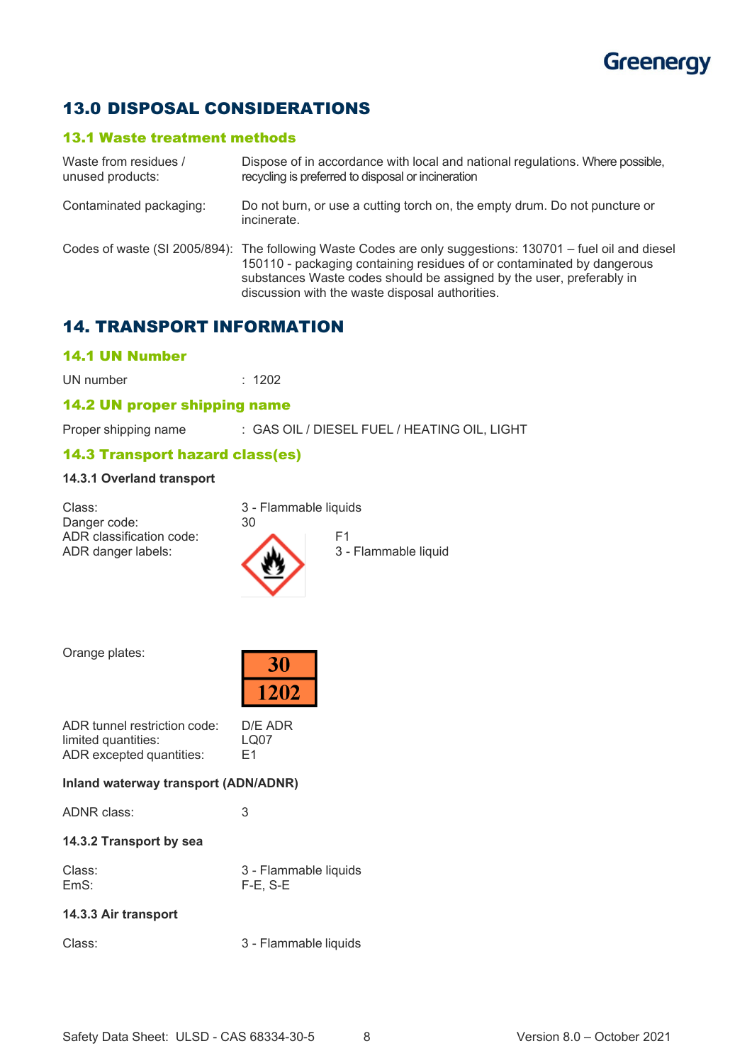## 13.0 DISPOSAL CONSIDERATIONS

### 13.1 Waste treatment methods

| | |
|---|---|
| Waste from residues / unused products: | Dispose of in accordance with local and national regulations. Where possible, recycling is preferred to disposal or incineration |
| Contaminated packaging: | Do not burn, or use a cutting torch on, the empty drum. Do not puncture or incinerate. |
| Codes of waste (SI 2005/894): | The following Waste Codes are only suggestions: 130701 – fuel oil and diesel 150110 - packaging containing residues of or contaminated by dangerous substances Waste codes should be assigned by the user, preferably in discussion with the waste disposal authorities. |

## 14. TRANSPORT INFORMATION

### 14.1 UN Number

UN number : 1202

### 14.2 UN proper shipping name

Proper shipping name : GAS OIL / DIESEL FUEL / HEATING OIL, LIGHT

### 14.3 Transport hazard class(es)

**14.3.1 Overland transport**

| | |
|---|---|
| Class: | 3 - Flammable liquids |
| Danger code: | 30 |
| ADR classification code: | F1 |
| ADR danger labels: | 3 - Flammable liquid |

Orange plates:

| 30 |
|---|
| 1202 |

| | |
|---|---|
| ADR tunnel restriction code: | D/E ADR |
| limited quantities: | LQ07 |
| ADR excepted quantities: | E1 |

**Inland waterway transport (ADN/ADNR)**

ADNR class: 3

**14.3.2 Transport by sea**

| | |
|---|---|
| Class: | 3 - Flammable liquids |
| EmS: | F-E, S-E |

**14.3.3 Air transport**

Class: 3 - Flammable liquids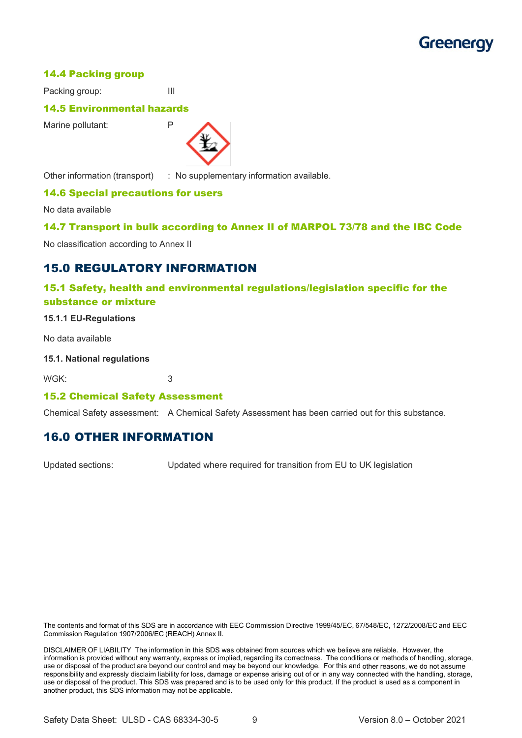### 14.4 Packing group

Packing group: III

### 14.5 Environmental hazards

Marine pollutant: P

Other information (transport) : No supplementary information available.

### 14.6 Special precautions for users

No data available

### 14.7 Transport in bulk according to Annex II of MARPOL 73/78 and the IBC Code

No classification according to Annex II

## 15.0 REGULATORY INFORMATION

### 15.1 Safety, health and environmental regulations/legislation specific for the substance or mixture

**15.1.1 EU-Regulations**

No data available

**15.1. National regulations**

WGK: 3

### 15.2 Chemical Safety Assessment

Chemical Safety assessment: A Chemical Safety Assessment has been carried out for this substance.

## 16.0 OTHER INFORMATION

Updated sections: Updated where required for transition from EU to UK legislation

The contents and format of this SDS are in accordance with EEC Commission Directive 1999/45/EC, 67/548/EC, 1272/2008/EC and EEC Commission Regulation 1907/2006/EC (REACH) Annex II.

DISCLAIMER OF LIABILITY The information in this SDS was obtained from sources which we believe are reliable. However, the information is provided without any warranty, express or implied, regarding its correctness. The conditions or methods of handling, storage, use or disposal of the product are beyond our control and may be beyond our knowledge. For this and other reasons, we do not assume responsibility and expressly disclaim liability for loss, damage or expense arising out of or in any way connected with the handling, storage, use or disposal of the product. This SDS was prepared and is to be used only for this product. If the product is used as a component in another product, this SDS information may not be applicable.